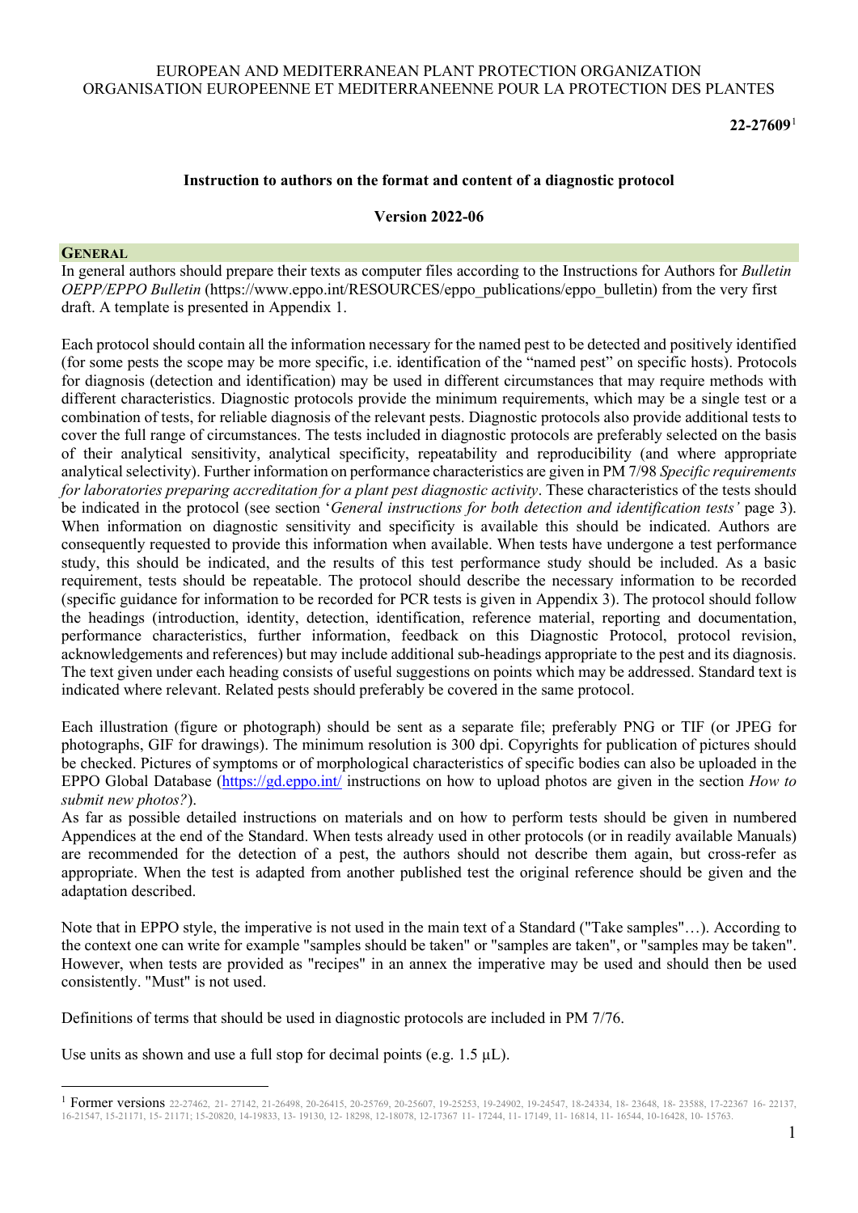EUROPEAN AND MEDITERRANEAN PLANT PROTECTION ORGANIZATION
ORGANISATION EUROPEENNE ET MEDITERRANEENNE POUR LA PROTECTION DES PLANTES

**22-27609**[1]

**Instruction to authors on the format and content of a diagnostic protocol**

**Version 2022-06**

## GENERAL

In general authors should prepare their texts as computer files according to the Instructions for Authors for *Bulletin OEPP/EPPO Bulletin* (https://www.eppo.int/RESOURCES/eppo_publications/eppo_bulletin) from the very first draft. A template is presented in Appendix 1.

Each protocol should contain all the information necessary for the named pest to be detected and positively identified (for some pests the scope may be more specific, i.e. identification of the "named pest" on specific hosts). Protocols for diagnosis (detection and identification) may be used in different circumstances that may require methods with different characteristics. Diagnostic protocols provide the minimum requirements, which may be a single test or a combination of tests, for reliable diagnosis of the relevant pests. Diagnostic protocols also provide additional tests to cover the full range of circumstances. The tests included in diagnostic protocols are preferably selected on the basis of their analytical sensitivity, analytical specificity, repeatability and reproducibility (and where appropriate analytical selectivity). Further information on performance characteristics are given in PM 7/98 *Specific requirements for laboratories preparing accreditation for a plant pest diagnostic activity*. These characteristics of the tests should be indicated in the protocol (see section '*General instructions for both detection and identification tests'* page 3). When information on diagnostic sensitivity and specificity is available this should be indicated. Authors are consequently requested to provide this information when available. When tests have undergone a test performance study, this should be indicated, and the results of this test performance study should be included. As a basic requirement, tests should be repeatable. The protocol should describe the necessary information to be recorded (specific guidance for information to be recorded for PCR tests is given in Appendix 3). The protocol should follow the headings (introduction, identity, detection, identification, reference material, reporting and documentation, performance characteristics, further information, feedback on this Diagnostic Protocol, protocol revision, acknowledgements and references) but may include additional sub-headings appropriate to the pest and its diagnosis. The text given under each heading consists of useful suggestions on points which may be addressed. Standard text is indicated where relevant. Related pests should preferably be covered in the same protocol.

Each illustration (figure or photograph) should be sent as a separate file; preferably PNG or TIF (or JPEG for photographs, GIF for drawings). The minimum resolution is 300 dpi. Copyrights for publication of pictures should be checked. Pictures of symptoms or of morphological characteristics of specific bodies can also be uploaded in the EPPO Global Database (https://gd.eppo.int/ instructions on how to upload photos are given in the section *How to submit new photos?*).

As far as possible detailed instructions on materials and on how to perform tests should be given in numbered Appendices at the end of the Standard. When tests already used in other protocols (or in readily available Manuals) are recommended for the detection of a pest, the authors should not describe them again, but cross-refer as appropriate. When the test is adapted from another published test the original reference should be given and the adaptation described.

Note that in EPPO style, the imperative is not used in the main text of a Standard ("Take samples"…). According to the context one can write for example "samples should be taken" or "samples are taken", or "samples may be taken". However, when tests are provided as "recipes" in an annex the imperative may be used and should then be used consistently. "Must" is not used.

Definitions of terms that should be used in diagnostic protocols are included in PM 7/76.

Use units as shown and use a full stop for decimal points (e.g. 1.5 µL).

---

[1] Former versions 22-27462, 21- 27142, 21-26498, 20-26415, 20-25769, 20-25607, 19-25253, 19-24902, 19-24547, 18-24334, 18- 23648, 18- 23588, 17-22367 16- 22137, 16-21547, 15-21171, 15- 21171; 15-20820, 14-19833, 13- 19130, 12- 18298, 12-18078, 12-17367 11- 17244, 11- 17149, 11- 16814, 11- 16544, 10-16428, 10- 15763.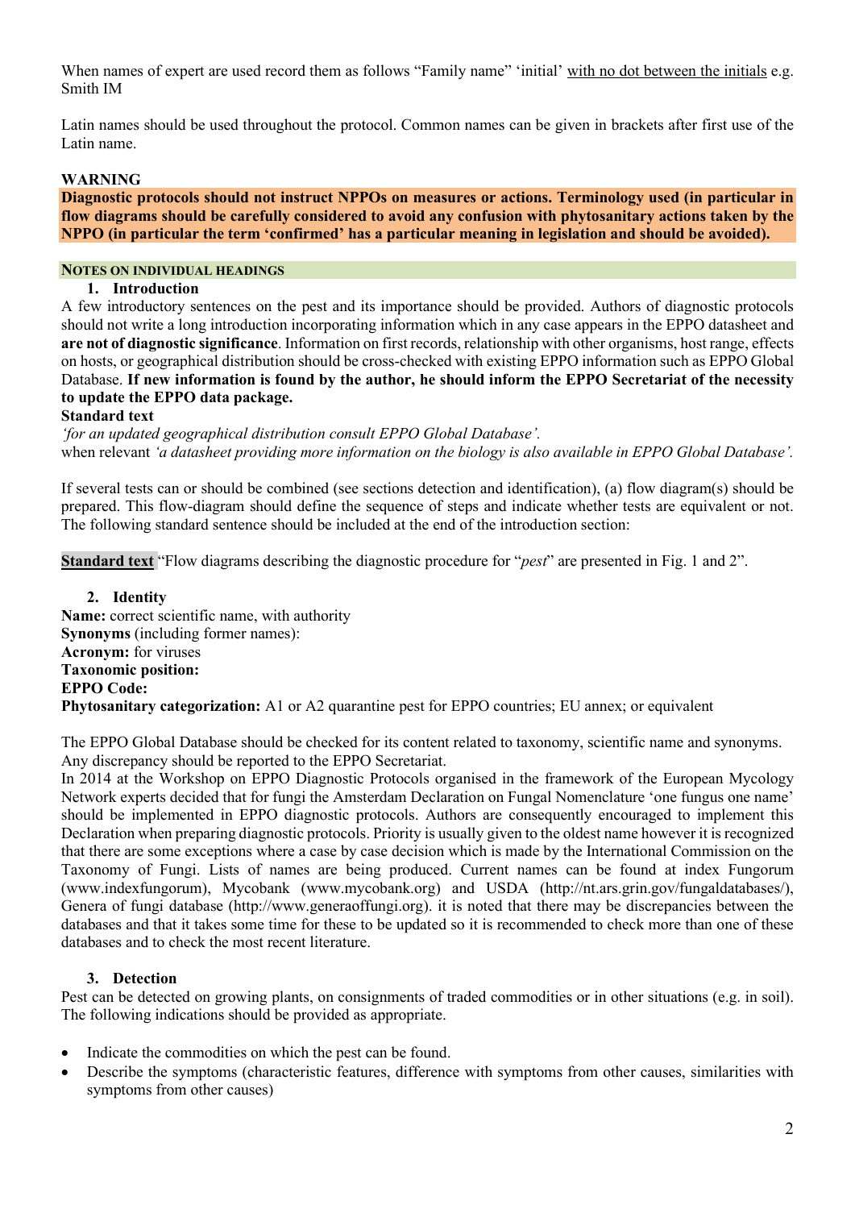When names of expert are used record them as follows "Family name" 'initial' with no dot between the initials e.g. Smith IM

Latin names should be used throughout the protocol. Common names can be given in brackets after first use of the Latin name.

**WARNING**

**Diagnostic protocols should not instruct NPPOs on measures or actions. Terminology used (in particular in flow diagrams should be carefully considered to avoid any confusion with phytosanitary actions taken by the NPPO (in particular the term 'confirmed' has a particular meaning in legislation and should be avoided).**

## NOTES ON INDIVIDUAL HEADINGS

### 1. Introduction

A few introductory sentences on the pest and its importance should be provided. Authors of diagnostic protocols should not write a long introduction incorporating information which in any case appears in the EPPO datasheet and **are not of diagnostic significance**. Information on first records, relationship with other organisms, host range, effects on hosts, or geographical distribution should be cross-checked with existing EPPO information such as EPPO Global Database. **If new information is found by the author, he should inform the EPPO Secretariat of the necessity to update the EPPO data package.**

**Standard text**

*'for an updated geographical distribution consult EPPO Global Database'.*

when relevant *'a datasheet providing more information on the biology is also available in EPPO Global Database'.*

If several tests can or should be combined (see sections detection and identification), (a) flow diagram(s) should be prepared. This flow-diagram should define the sequence of steps and indicate whether tests are equivalent or not. The following standard sentence should be included at the end of the introduction section:

**Standard text** "Flow diagrams describing the diagnostic procedure for "*pest*" are presented in Fig. 1 and 2".

### 2. Identity

**Name:** correct scientific name, with authority
**Synonyms** (including former names):
**Acronym:** for viruses
**Taxonomic position:**
**EPPO Code:**
**Phytosanitary categorization:** A1 or A2 quarantine pest for EPPO countries; EU annex; or equivalent

The EPPO Global Database should be checked for its content related to taxonomy, scientific name and synonyms. Any discrepancy should be reported to the EPPO Secretariat.

In 2014 at the Workshop on EPPO Diagnostic Protocols organised in the framework of the European Mycology Network experts decided that for fungi the Amsterdam Declaration on Fungal Nomenclature 'one fungus one name' should be implemented in EPPO diagnostic protocols. Authors are consequently encouraged to implement this Declaration when preparing diagnostic protocols. Priority is usually given to the oldest name however it is recognized that there are some exceptions where a case by case decision which is made by the International Commission on the Taxonomy of Fungi. Lists of names are being produced. Current names can be found at index Fungorum (www.indexfungorum), Mycobank (www.mycobank.org) and USDA (http://nt.ars.grin.gov/fungaldatabases/), Genera of fungi database (http://www.generaoffungi.org). it is noted that there may be discrepancies between the databases and that it takes some time for these to be updated so it is recommended to check more than one of these databases and to check the most recent literature.

### 3. Detection

Pest can be detected on growing plants, on consignments of traded commodities or in other situations (e.g. in soil). The following indications should be provided as appropriate.

- Indicate the commodities on which the pest can be found.
- Describe the symptoms (characteristic features, difference with symptoms from other causes, similarities with symptoms from other causes)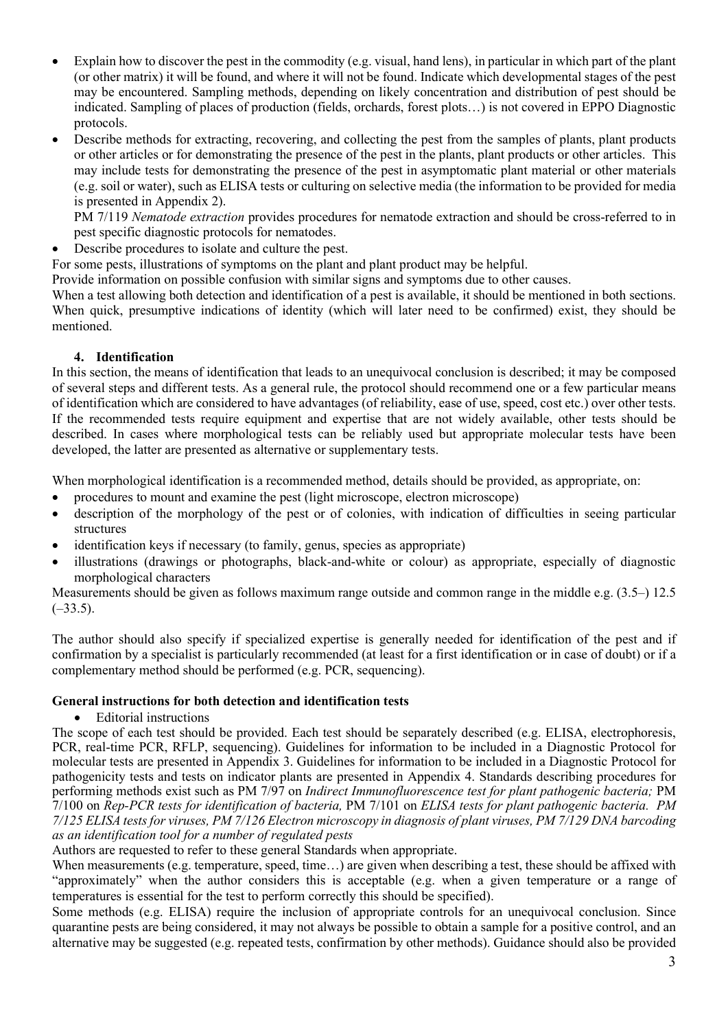- Explain how to discover the pest in the commodity (e.g. visual, hand lens), in particular in which part of the plant (or other matrix) it will be found, and where it will not be found. Indicate which developmental stages of the pest may be encountered. Sampling methods, depending on likely concentration and distribution of pest should be indicated. Sampling of places of production (fields, orchards, forest plots…) is not covered in EPPO Diagnostic protocols.
- Describe methods for extracting, recovering, and collecting the pest from the samples of plants, plant products or other articles or for demonstrating the presence of the pest in the plants, plant products or other articles. This may include tests for demonstrating the presence of the pest in asymptomatic plant material or other materials (e.g. soil or water), such as ELISA tests or culturing on selective media (the information to be provided for media is presented in Appendix 2).
  PM 7/119 *Nematode extraction* provides procedures for nematode extraction and should be cross-referred to in pest specific diagnostic protocols for nematodes.
- Describe procedures to isolate and culture the pest.

For some pests, illustrations of symptoms on the plant and plant product may be helpful.
Provide information on possible confusion with similar signs and symptoms due to other causes.
When a test allowing both detection and identification of a pest is available, it should be mentioned in both sections. When quick, presumptive indications of identity (which will later need to be confirmed) exist, they should be mentioned.

### 4. Identification

In this section, the means of identification that leads to an unequivocal conclusion is described; it may be composed of several steps and different tests. As a general rule, the protocol should recommend one or a few particular means of identification which are considered to have advantages (of reliability, ease of use, speed, cost etc.) over other tests. If the recommended tests require equipment and expertise that are not widely available, other tests should be described. In cases where morphological tests can be reliably used but appropriate molecular tests have been developed, the latter are presented as alternative or supplementary tests.

When morphological identification is a recommended method, details should be provided, as appropriate, on:

- procedures to mount and examine the pest (light microscope, electron microscope)
- description of the morphology of the pest or of colonies, with indication of difficulties in seeing particular structures
- identification keys if necessary (to family, genus, species as appropriate)
- illustrations (drawings or photographs, black-and-white or colour) as appropriate, especially of diagnostic morphological characters

Measurements should be given as follows maximum range outside and common range in the middle e.g. (3.5–) 12.5 (–33.5).

The author should also specify if specialized expertise is generally needed for identification of the pest and if confirmation by a specialist is particularly recommended (at least for a first identification or in case of doubt) or if a complementary method should be performed (e.g. PCR, sequencing).

### General instructions for both detection and identification tests

- Editorial instructions

The scope of each test should be provided. Each test should be separately described (e.g. ELISA, electrophoresis, PCR, real-time PCR, RFLP, sequencing). Guidelines for information to be included in a Diagnostic Protocol for molecular tests are presented in Appendix 3. Guidelines for information to be included in a Diagnostic Protocol for pathogenicity tests and tests on indicator plants are presented in Appendix 4. Standards describing procedures for performing methods exist such as PM 7/97 on *Indirect Immunofluorescence test for plant pathogenic bacteria;* PM 7/100 on *Rep-PCR tests for identification of bacteria,* PM 7/101 on *ELISA tests for plant pathogenic bacteria. PM 7/125 ELISA tests for viruses, PM 7/126 Electron microscopy in diagnosis of plant viruses, PM 7/129 DNA barcoding as an identification tool for a number of regulated pests*

Authors are requested to refer to these general Standards when appropriate.
When measurements (e.g. temperature, speed, time…) are given when describing a test, these should be affixed with "approximately" when the author considers this is acceptable (e.g. when a given temperature or a range of temperatures is essential for the test to perform correctly this should be specified).
Some methods (e.g. ELISA) require the inclusion of appropriate controls for an unequivocal conclusion. Since quarantine pests are being considered, it may not always be possible to obtain a sample for a positive control, and an alternative may be suggested (e.g. repeated tests, confirmation by other methods). Guidance should also be provided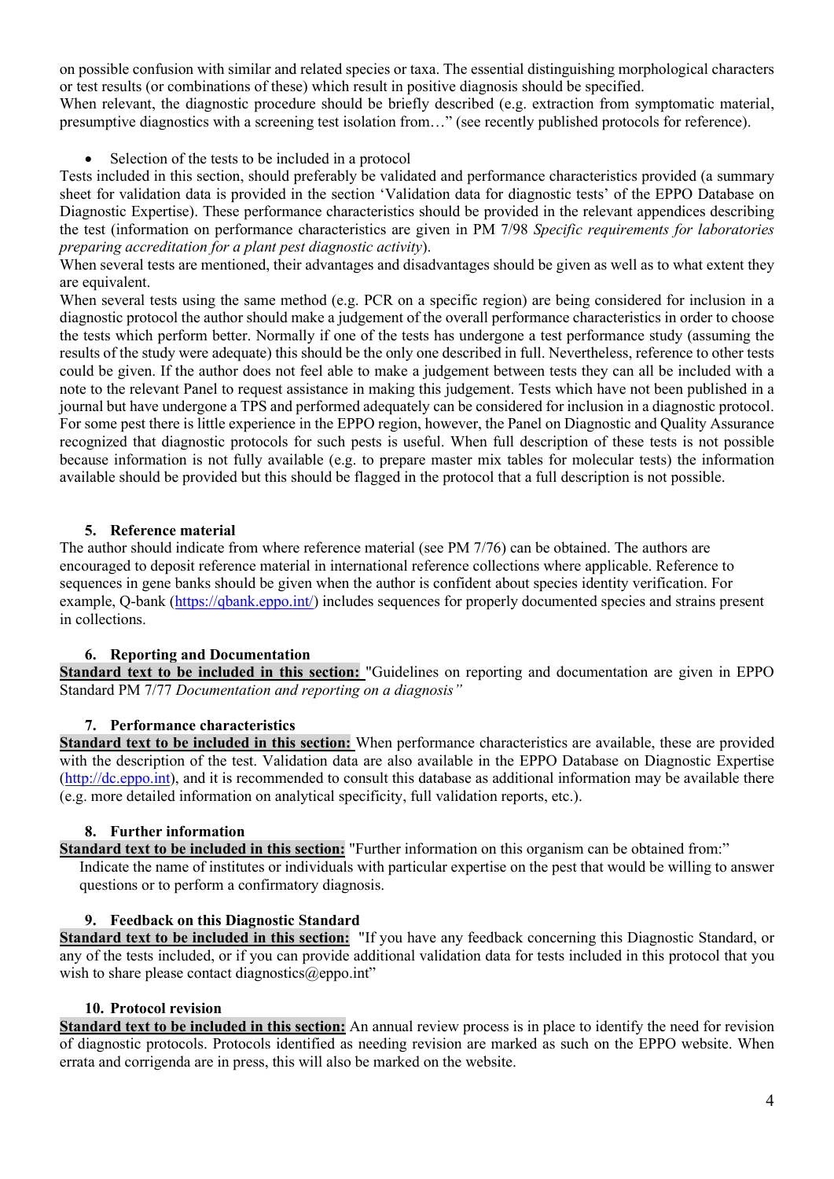on possible confusion with similar and related species or taxa. The essential distinguishing morphological characters or test results (or combinations of these) which result in positive diagnosis should be specified.
When relevant, the diagnostic procedure should be briefly described (e.g. extraction from symptomatic material, presumptive diagnostics with a screening test isolation from…" (see recently published protocols for reference).

- Selection of the tests to be included in a protocol

Tests included in this section, should preferably be validated and performance characteristics provided (a summary sheet for validation data is provided in the section 'Validation data for diagnostic tests' of the EPPO Database on Diagnostic Expertise). These performance characteristics should be provided in the relevant appendices describing the test (information on performance characteristics are given in PM 7/98 *Specific requirements for laboratories preparing accreditation for a plant pest diagnostic activity*).
When several tests are mentioned, their advantages and disadvantages should be given as well as to what extent they are equivalent.
When several tests using the same method (e.g. PCR on a specific region) are being considered for inclusion in a diagnostic protocol the author should make a judgement of the overall performance characteristics in order to choose the tests which perform better. Normally if one of the tests has undergone a test performance study (assuming the results of the study were adequate) this should be the only one described in full. Nevertheless, reference to other tests could be given. If the author does not feel able to make a judgement between tests they can all be included with a note to the relevant Panel to request assistance in making this judgement. Tests which have not been published in a journal but have undergone a TPS and performed adequately can be considered for inclusion in a diagnostic protocol. For some pest there is little experience in the EPPO region, however, the Panel on Diagnostic and Quality Assurance recognized that diagnostic protocols for such pests is useful. When full description of these tests is not possible because information is not fully available (e.g. to prepare master mix tables for molecular tests) the information available should be provided but this should be flagged in the protocol that a full description is not possible.

## 5. Reference material

The author should indicate from where reference material (see PM 7/76) can be obtained. The authors are encouraged to deposit reference material in international reference collections where applicable. Reference to sequences in gene banks should be given when the author is confident about species identity verification. For example, Q-bank (https://qbank.eppo.int/) includes sequences for properly documented species and strains present in collections.

## 6. Reporting and Documentation

**Standard text to be included in this section:** "Guidelines on reporting and documentation are given in EPPO Standard PM 7/77 *Documentation and reporting on a diagnosis"*

## 7. Performance characteristics

**Standard text to be included in this section:** When performance characteristics are available, these are provided with the description of the test. Validation data are also available in the EPPO Database on Diagnostic Expertise (http://dc.eppo.int), and it is recommended to consult this database as additional information may be available there (e.g. more detailed information on analytical specificity, full validation reports, etc.).

## 8. Further information

**Standard text to be included in this section:** "Further information on this organism can be obtained from:"
Indicate the name of institutes or individuals with particular expertise on the pest that would be willing to answer questions or to perform a confirmatory diagnosis.

## 9. Feedback on this Diagnostic Standard

**Standard text to be included in this section:** "If you have any feedback concerning this Diagnostic Standard, or any of the tests included, or if you can provide additional validation data for tests included in this protocol that you wish to share please contact diagnostics@eppo.int"

## 10. Protocol revision

**Standard text to be included in this section:** An annual review process is in place to identify the need for revision of diagnostic protocols. Protocols identified as needing revision are marked as such on the EPPO website. When errata and corrigenda are in press, this will also be marked on the website.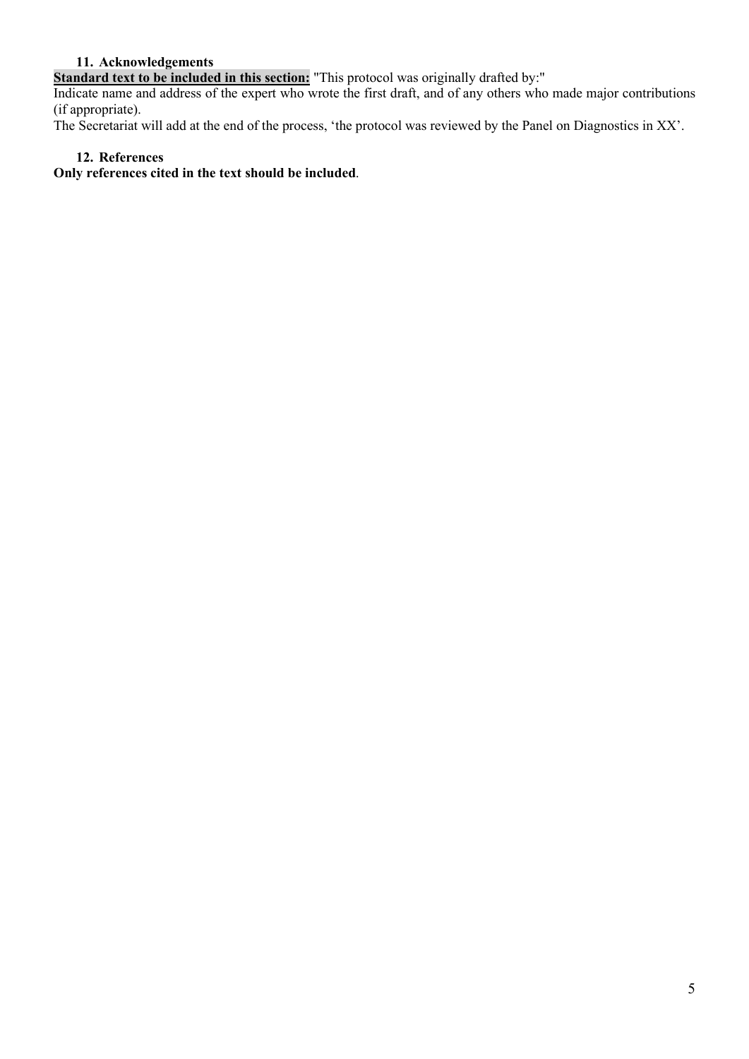## 11. Acknowledgements

**Standard text to be included in this section:** "This protocol was originally drafted by:"

Indicate name and address of the expert who wrote the first draft, and of any others who made major contributions (if appropriate).

The Secretariat will add at the end of the process, 'the protocol was reviewed by the Panel on Diagnostics in XX'.

## 12. References

**Only references cited in the text should be included**.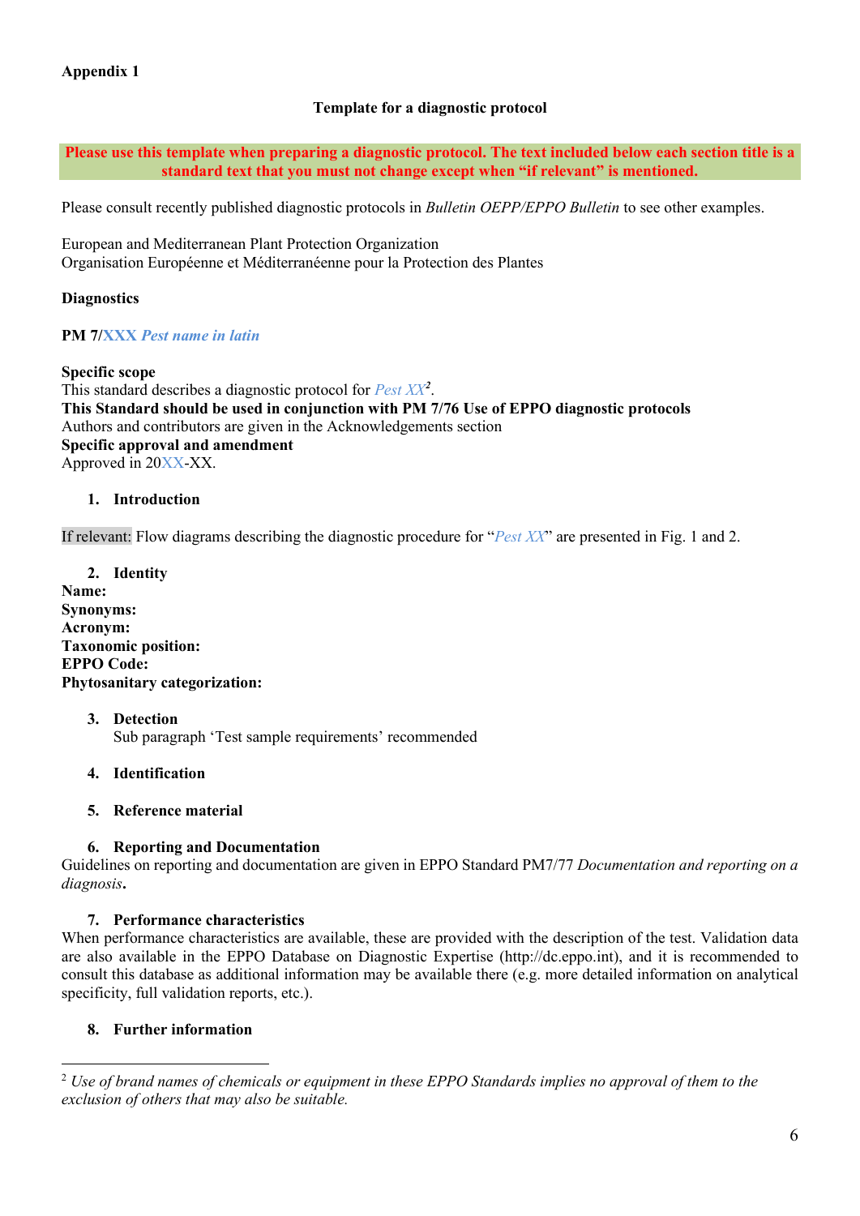**Appendix 1**

**Template for a diagnostic protocol**

**Please use this template when preparing a diagnostic protocol. The text included below each section title is a standard text that you must not change except when "if relevant" is mentioned.**

Please consult recently published diagnostic protocols in *Bulletin OEPP/EPPO Bulletin* to see other examples.

European and Mediterranean Plant Protection Organization
Organisation Européenne et Méditerranéenne pour la Protection des Plantes

**Diagnostics**

**PM 7/XXX *Pest name in latin***

**Specific scope**
This standard describes a diagnostic protocol for *Pest XX*[2].
**This Standard should be used in conjunction with PM 7/76 Use of EPPO diagnostic protocols**
Authors and contributors are given in the Acknowledgements section
**Specific approval and amendment**
Approved in 20XX-XX.

## 1. Introduction

If relevant: Flow diagrams describing the diagnostic procedure for "*Pest XX*" are presented in Fig. 1 and 2.

## 2. Identity

**Name:**
**Synonyms:**
**Acronym:**
**Taxonomic position:**
**EPPO Code:**
**Phytosanitary categorization:**

## 3. Detection

Sub paragraph 'Test sample requirements' recommended

## 4. Identification

## 5. Reference material

## 6. Reporting and Documentation

Guidelines on reporting and documentation are given in EPPO Standard PM7/77 *Documentation and reporting on a diagnosis*.

## 7. Performance characteristics

When performance characteristics are available, these are provided with the description of the test. Validation data are also available in the EPPO Database on Diagnostic Expertise (http://dc.eppo.int), and it is recommended to consult this database as additional information may be available there (e.g. more detailed information on analytical specificity, full validation reports, etc.).

## 8. Further information

---

[2] *Use of brand names of chemicals or equipment in these EPPO Standards implies no approval of them to the exclusion of others that may also be suitable.*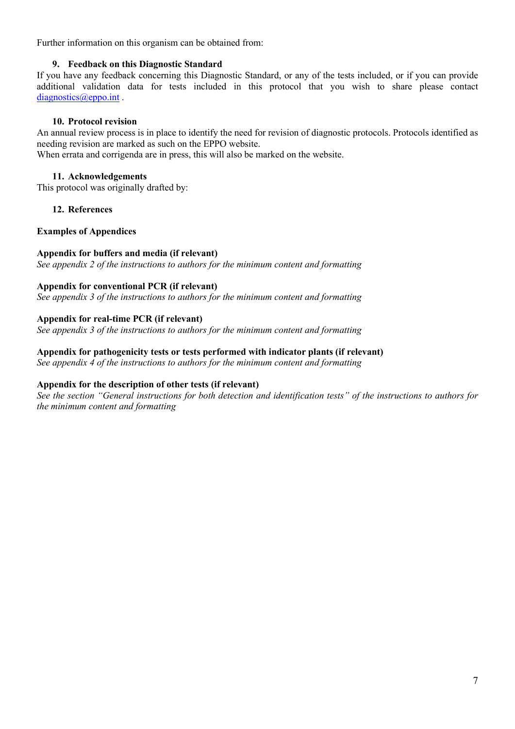Further information on this organism can be obtained from:

## 9. Feedback on this Diagnostic Standard

If you have any feedback concerning this Diagnostic Standard, or any of the tests included, or if you can provide additional validation data for tests included in this protocol that you wish to share please contact diagnostics@eppo.int .

## 10. Protocol revision

An annual review process is in place to identify the need for revision of diagnostic protocols. Protocols identified as needing revision are marked as such on the EPPO website.
When errata and corrigenda are in press, this will also be marked on the website.

## 11. Acknowledgements

This protocol was originally drafted by:

## 12. References

**Examples of Appendices**

**Appendix for buffers and media (if relevant)**
*See appendix 2 of the instructions to authors for the minimum content and formatting*

**Appendix for conventional PCR (if relevant)**
*See appendix 3 of the instructions to authors for the minimum content and formatting*

**Appendix for real-time PCR (if relevant)**
*See appendix 3 of the instructions to authors for the minimum content and formatting*

**Appendix for pathogenicity tests or tests performed with indicator plants (if relevant)**
*See appendix 4 of the instructions to authors for the minimum content and formatting*

**Appendix for the description of other tests (if relevant)**
*See the section "General instructions for both detection and identification tests" of the instructions to authors for the minimum content and formatting*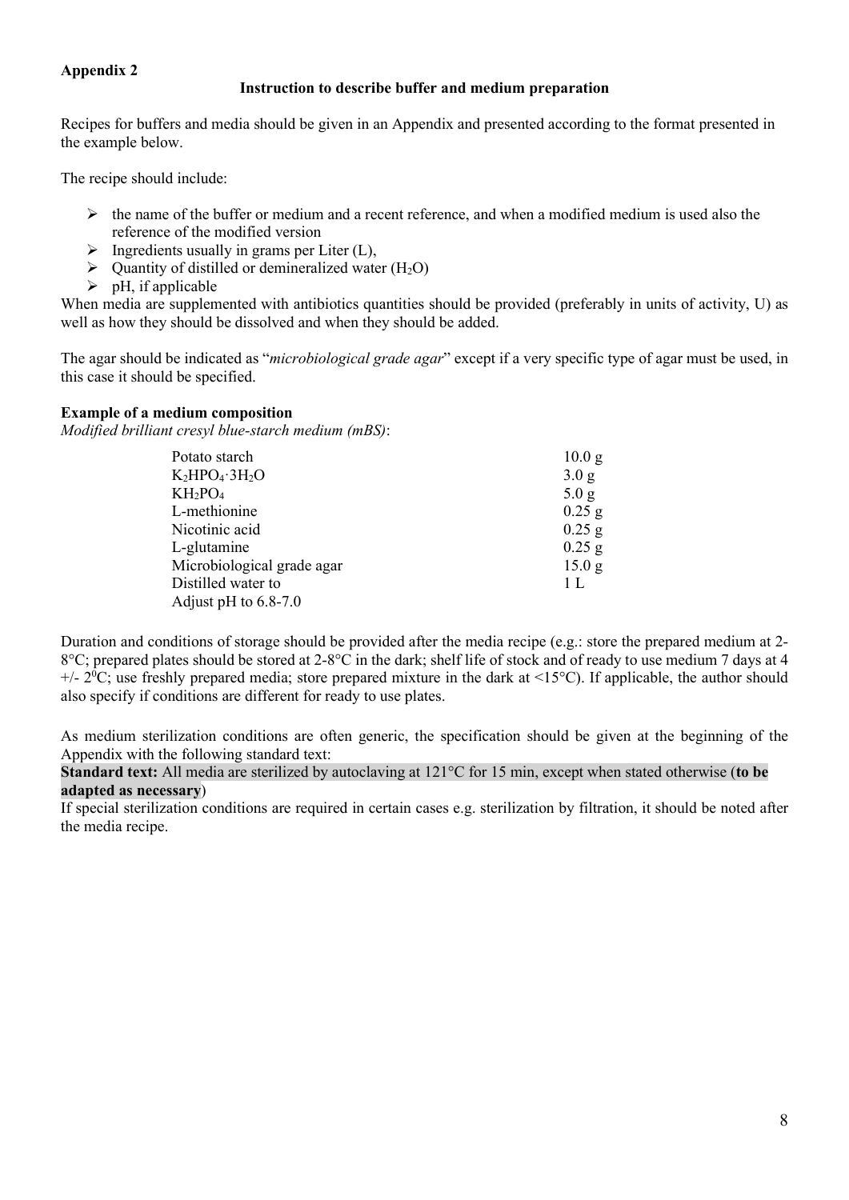**Appendix 2**

**Instruction to describe buffer and medium preparation**

Recipes for buffers and media should be given in an Appendix and presented according to the format presented in the example below.

The recipe should include:

- the name of the buffer or medium and a recent reference, and when a modified medium is used also the reference of the modified version
- Ingredients usually in grams per Liter (L),
- Quantity of distilled or demineralized water ($H_2O$)
- pH, if applicable

When media are supplemented with antibiotics quantities should be provided (preferably in units of activity, U) as well as how they should be dissolved and when they should be added.

The agar should be indicated as "*microbiological grade agar*" except if a very specific type of agar must be used, in this case it should be specified.

**Example of a medium composition**

*Modified brilliant cresyl blue-starch medium (mBS)*:

| | |
|---|---|
| Potato starch | 10.0 g |
| $K_2HPO_4 \cdot 3H_2O$ | 3.0 g |
| $KH_2PO_4$ | 5.0 g |
| L-methionine | 0.25 g |
| Nicotinic acid | 0.25 g |
| L-glutamine | 0.25 g |
| Microbiological grade agar | 15.0 g |
| Distilled water to | 1 L |
| Adjust pH to 6.8-7.0 | |

Duration and conditions of storage should be provided after the media recipe (e.g.: store the prepared medium at 2-8°C; prepared plates should be stored at 2-8°C in the dark; shelf life of stock and of ready to use medium 7 days at 4 +/- $2^0$C; use freshly prepared media; store prepared mixture in the dark at <15°C). If applicable, the author should also specify if conditions are different for ready to use plates.

As medium sterilization conditions are often generic, the specification should be given at the beginning of the Appendix with the following standard text:

**Standard text:** All media are sterilized by autoclaving at 121°C for 15 min, except when stated otherwise (**to be adapted as necessary**)

If special sterilization conditions are required in certain cases e.g. sterilization by filtration, it should be noted after the media recipe.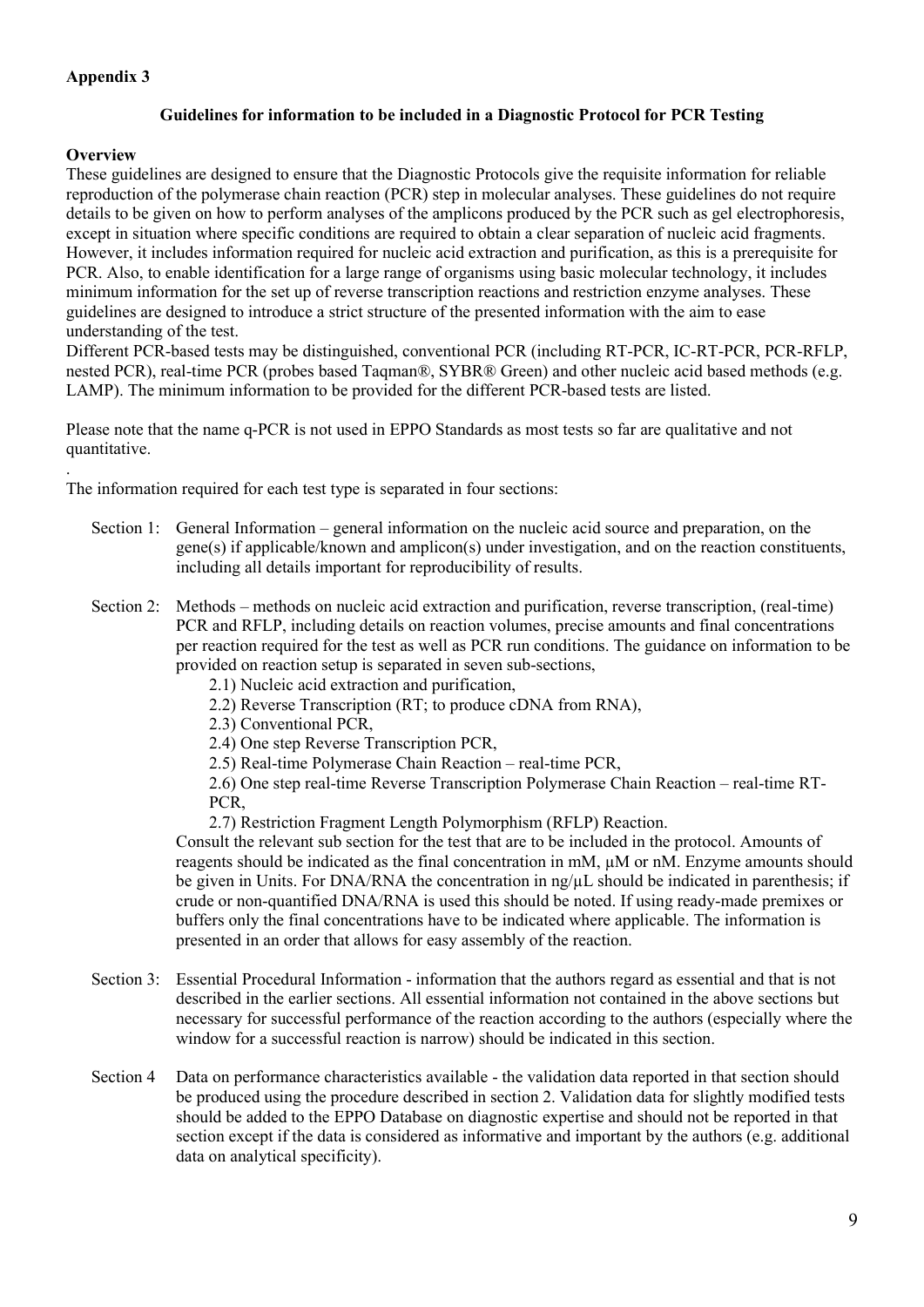**Appendix 3**

**Guidelines for information to be included in a Diagnostic Protocol for PCR Testing**

**Overview**

These guidelines are designed to ensure that the Diagnostic Protocols give the requisite information for reliable reproduction of the polymerase chain reaction (PCR) step in molecular analyses. These guidelines do not require details to be given on how to perform analyses of the amplicons produced by the PCR such as gel electrophoresis, except in situation where specific conditions are required to obtain a clear separation of nucleic acid fragments. However, it includes information required for nucleic acid extraction and purification, as this is a prerequisite for PCR. Also, to enable identification for a large range of organisms using basic molecular technology, it includes minimum information for the set up of reverse transcription reactions and restriction enzyme analyses. These guidelines are designed to introduce a strict structure of the presented information with the aim to ease understanding of the test.

Different PCR-based tests may be distinguished, conventional PCR (including RT-PCR, IC-RT-PCR, PCR-RFLP, nested PCR), real-time PCR (probes based Taqman®, SYBR® Green) and other nucleic acid based methods (e.g. LAMP). The minimum information to be provided for the different PCR-based tests are listed.

Please note that the name q-PCR is not used in EPPO Standards as most tests so far are qualitative and not quantitative.

.

The information required for each test type is separated in four sections:

Section 1: General Information – general information on the nucleic acid source and preparation, on the gene(s) if applicable/known and amplicon(s) under investigation, and on the reaction constituents, including all details important for reproducibility of results.

Section 2: Methods – methods on nucleic acid extraction and purification, reverse transcription, (real-time) PCR and RFLP, including details on reaction volumes, precise amounts and final concentrations per reaction required for the test as well as PCR run conditions. The guidance on information to be provided on reaction setup is separated in seven sub-sections,

- 2.1) Nucleic acid extraction and purification,
- 2.2) Reverse Transcription (RT; to produce cDNA from RNA),
- 2.3) Conventional PCR,
- 2.4) One step Reverse Transcription PCR,
- 2.5) Real-time Polymerase Chain Reaction – real-time PCR,
- 2.6) One step real-time Reverse Transcription Polymerase Chain Reaction – real-time RT-PCR,
- 2.7) Restriction Fragment Length Polymorphism (RFLP) Reaction.

Consult the relevant sub section for the test that are to be included in the protocol. Amounts of reagents should be indicated as the final concentration in mM, µM or nM. Enzyme amounts should be given in Units. For DNA/RNA the concentration in ng/µL should be indicated in parenthesis; if crude or non-quantified DNA/RNA is used this should be noted. If using ready-made premixes or buffers only the final concentrations have to be indicated where applicable. The information is presented in an order that allows for easy assembly of the reaction.

Section 3: Essential Procedural Information - information that the authors regard as essential and that is not described in the earlier sections. All essential information not contained in the above sections but necessary for successful performance of the reaction according to the authors (especially where the window for a successful reaction is narrow) should be indicated in this section.

Section 4 Data on performance characteristics available - the validation data reported in that section should be produced using the procedure described in section 2. Validation data for slightly modified tests should be added to the EPPO Database on diagnostic expertise and should not be reported in that section except if the data is considered as informative and important by the authors (e.g. additional data on analytical specificity).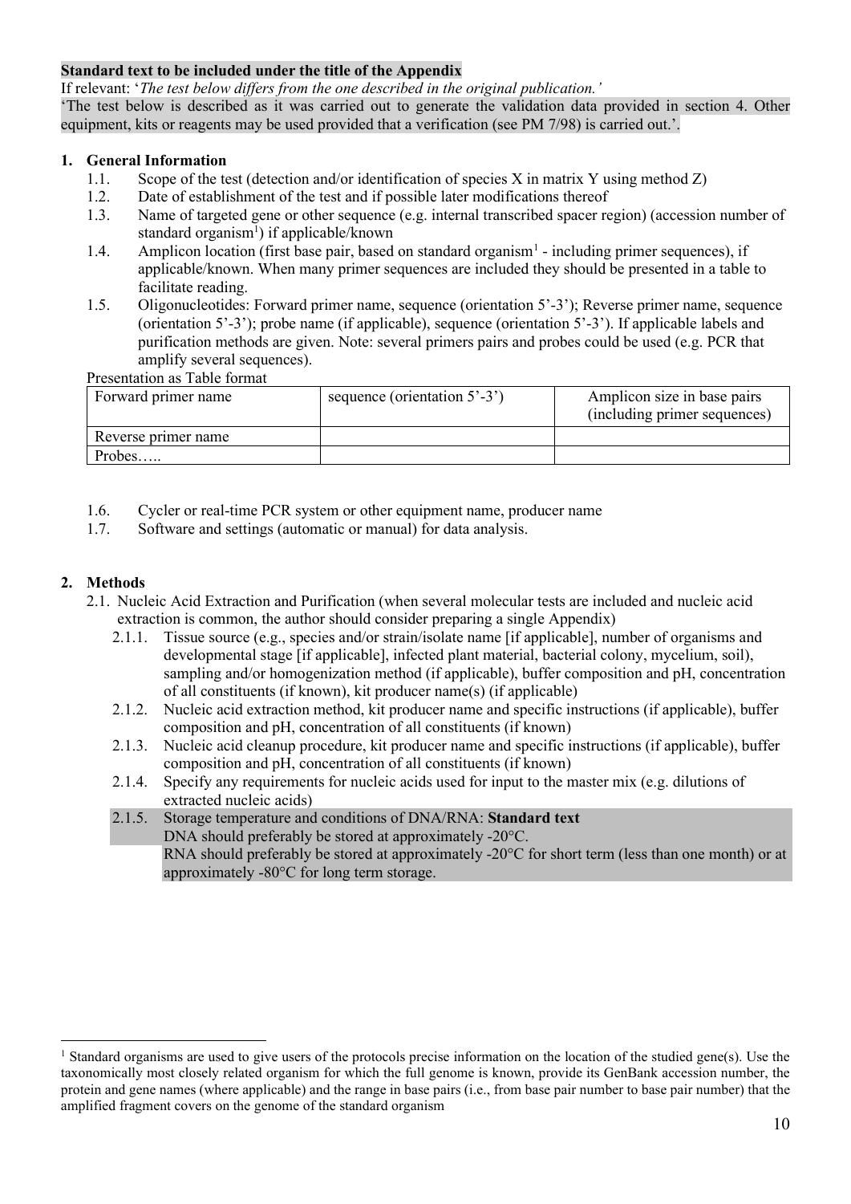**Standard text to be included under the title of the Appendix**

If relevant: '*The test below differs from the one described in the original publication.'*

'The test below is described as it was carried out to generate the validation data provided in section 4. Other equipment, kits or reagents may be used provided that a verification (see PM 7/98) is carried out.'.

1. **General Information**
   - 1.1. Scope of the test (detection and/or identification of species X in matrix Y using method Z)
   - 1.2. Date of establishment of the test and if possible later modifications thereof
   - 1.3. Name of targeted gene or other sequence (e.g. internal transcribed spacer region) (accession number of standard organism[1]) if applicable/known
   - 1.4. Amplicon location (first base pair, based on standard organism[1] - including primer sequences), if applicable/known. When many primer sequences are included they should be presented in a table to facilitate reading.
   - 1.5. Oligonucleotides: Forward primer name, sequence (orientation 5'-3'); Reverse primer name, sequence (orientation 5'-3'); probe name (if applicable), sequence (orientation 5'-3'). If applicable labels and purification methods are given. Note: several primers pairs and probes could be used (e.g. PCR that amplify several sequences).

Presentation as Table format

| Forward primer name | sequence (orientation 5'-3') | Amplicon size in base pairs (including primer sequences) |
|---|---|---|
| Reverse primer name | | |
| Probes….. | | |

   - 1.6. Cycler or real-time PCR system or other equipment name, producer name
   - 1.7. Software and settings (automatic or manual) for data analysis.

2. **Methods**
   - 2.1. Nucleic Acid Extraction and Purification (when several molecular tests are included and nucleic acid extraction is common, the author should consider preparing a single Appendix)
     - 2.1.1. Tissue source (e.g., species and/or strain/isolate name [if applicable], number of organisms and developmental stage [if applicable], infected plant material, bacterial colony, mycelium, soil), sampling and/or homogenization method (if applicable), buffer composition and pH, concentration of all constituents (if known), kit producer name(s) (if applicable)
     - 2.1.2. Nucleic acid extraction method, kit producer name and specific instructions (if applicable), buffer composition and pH, concentration of all constituents (if known)
     - 2.1.3. Nucleic acid cleanup procedure, kit producer name and specific instructions (if applicable), buffer composition and pH, concentration of all constituents (if known)
     - 2.1.4. Specify any requirements for nucleic acids used for input to the master mix (e.g. dilutions of extracted nucleic acids)
     - 2.1.5. Storage temperature and conditions of DNA/RNA: **Standard text**
       DNA should preferably be stored at approximately -20°C.
       RNA should preferably be stored at approximately -20°C for short term (less than one month) or at approximately -80°C for long term storage.

[1] Standard organisms are used to give users of the protocols precise information on the location of the studied gene(s). Use the taxonomically most closely related organism for which the full genome is known, provide its GenBank accession number, the protein and gene names (where applicable) and the range in base pairs (i.e., from base pair number to base pair number) that the amplified fragment covers on the genome of the standard organism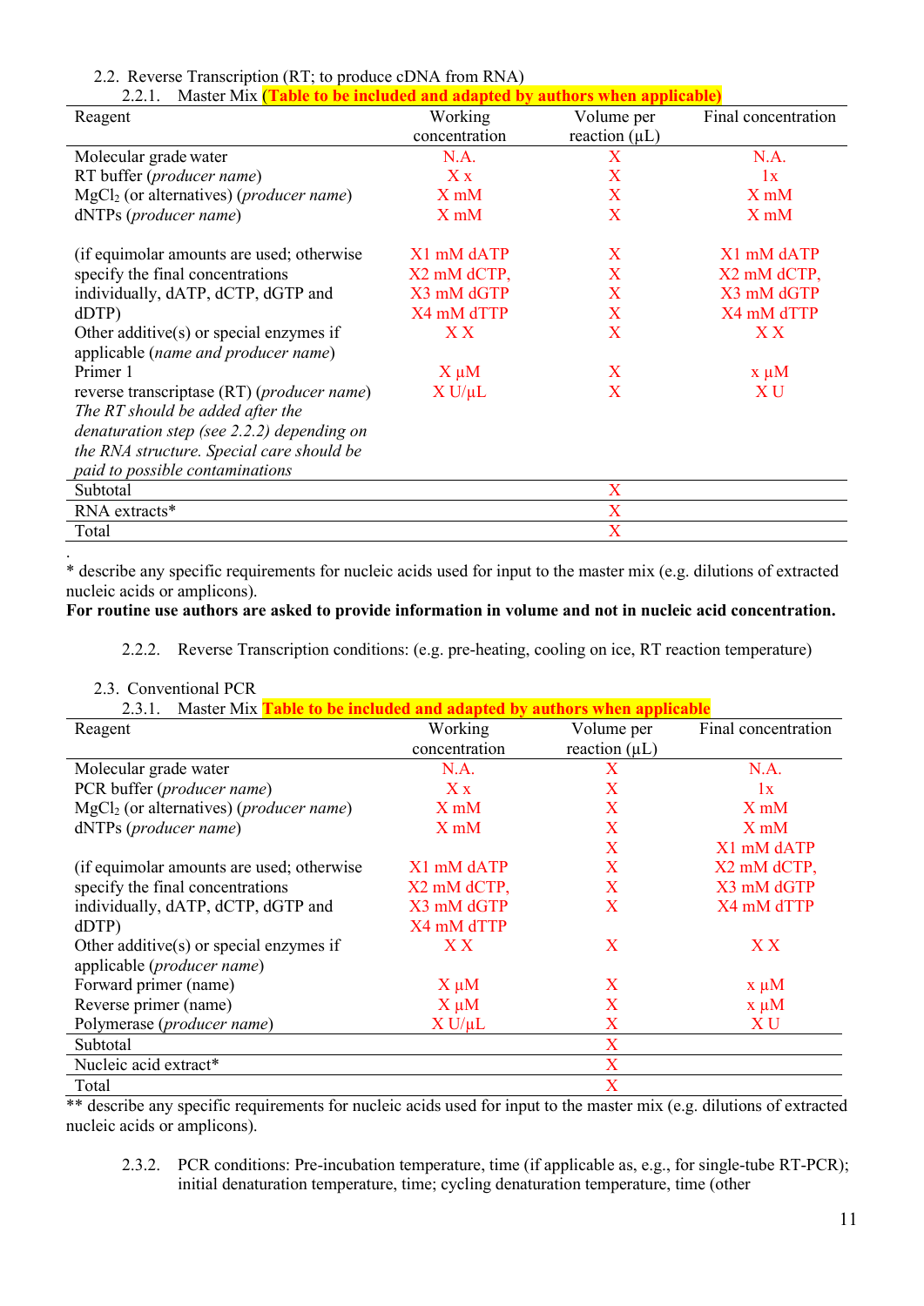2.2. Reverse Transcription (RT; to produce cDNA from RNA)

2.2.1. Master Mix **(Table to be included and adapted by authors when applicable)**

| Reagent | Working concentration | Volume per reaction (µL) | Final concentration |
|---|---|---|---|
| Molecular grade water | N.A. | X | N.A. |
| RT buffer (*producer name*) | X x | X | 1x |
| $MgCl_2$ (or alternatives) (*producer name*) | X mM | X | X mM |
| dNTPs (*producer name*) | X mM | X | X mM |
| (if equimolar amounts are used; otherwise specify the final concentrations individually, dATP, dCTP, dGTP and dDTP) | X1 mM dATP<br>X2 mM dCTP,<br>X3 mM dGTP<br>X4 mM dTTP | X<br>X<br>X<br>X | X1 mM dATP<br>X2 mM dCTP,<br>X3 mM dGTP<br>X4 mM dTTP |
| Other additive(s) or special enzymes if applicable (*name and producer name*) | X X | X | X X |
| Primer 1 | X µM | X | x µM |
| reverse transcriptase (RT) (*producer name*)<br>*The RT should be added after the denaturation step (see 2.2.2) depending on the RNA structure. Special care should be paid to possible contaminations* | X U/µL | X | X U |
| Subtotal | | X | |
| RNA extracts* | | X | |
| Total | | X | |

\* describe any specific requirements for nucleic acids used for input to the master mix (e.g. dilutions of extracted nucleic acids or amplicons).

**For routine use authors are asked to provide information in volume and not in nucleic acid concentration.**

2.2.2. Reverse Transcription conditions: (e.g. pre-heating, cooling on ice, RT reaction temperature)

2.3. Conventional PCR

2.3.1. Master Mix **Table to be included and adapted by authors when applicable**

| Reagent | Working concentration | Volume per reaction (µL) | Final concentration |
|---|---|---|---|
| Molecular grade water | N.A. | X | N.A. |
| PCR buffer (*producer name*) | X x | X | 1x |
| $MgCl_2$ (or alternatives) (*producer name*) | X mM | X | X mM |
| dNTPs (*producer name*) | X mM | X | X mM |
| (if equimolar amounts are used; otherwise specify the final concentrations individually, dATP, dCTP, dGTP and dDTP) | X1 mM dATP<br>X2 mM dCTP,<br>X3 mM dGTP<br>X4 mM dTTP | X<br>X<br>X<br>X | X1 mM dATP<br>X2 mM dCTP,<br>X3 mM dGTP<br>X4 mM dTTP |
| Other additive(s) or special enzymes if applicable (*producer name*) | X X | X | X X |
| Forward primer (name) | X µM | X | x µM |
| Reverse primer (name) | X µM | X | x µM |
| Polymerase (*producer name*) | X U/µL | X | X U |
| Subtotal | | X | |
| Nucleic acid extract* | | X | |
| Total | | X | |

\** describe any specific requirements for nucleic acids used for input to the master mix (e.g. dilutions of extracted nucleic acids or amplicons).

2.3.2. PCR conditions: Pre-incubation temperature, time (if applicable as, e.g., for single-tube RT-PCR); initial denaturation temperature, time; cycling denaturation temperature, time (other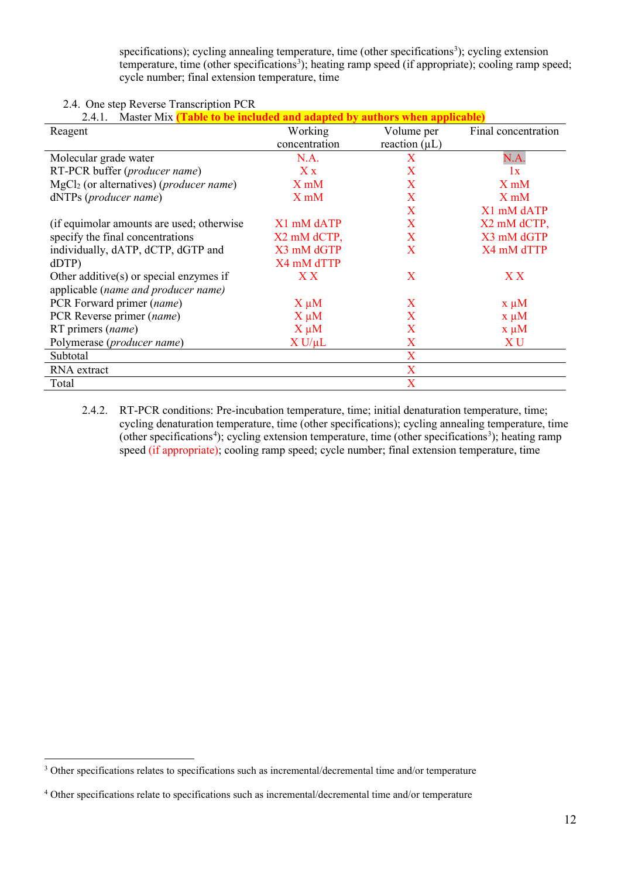specifications); cycling annealing temperature, time (other specifications[3]); cycling extension temperature, time (other specifications[3]); heating ramp speed (if appropriate); cooling ramp speed; cycle number; final extension temperature, time

2.4. One step Reverse Transcription PCR

2.4.1. Master Mix **(Table to be included and adapted by authors when applicable)**

| Reagent | Working concentration | Volume per reaction (µL) | Final concentration |
|---|---|---|---|
| Molecular grade water | N.A. | X | N.A. |
| RT-PCR buffer (*producer name*) | X x | X | 1x |
| $MgCl_2$ (or alternatives) (*producer name*) | X mM | X | X mM |
| dNTPs (*producer name*) | X mM | X | X mM |
| | | X | X1 mM dATP |
| (if equimolar amounts are used; otherwise specify the final concentrations individually, dATP, dCTP, dGTP and dDTP) | X1 mM dATP<br>X2 mM dCTP,<br>X3 mM dGTP<br>X4 mM dTTP | X<br>X<br>X | X2 mM dCTP,<br>X3 mM dGTP<br>X4 mM dTTP |
| Other additive(s) or special enzymes if applicable (*name and producer name*) | X X | X | X X |
| PCR Forward primer (*name*) | X µM | X | x µM |
| PCR Reverse primer (*name*) | X µM | X | x µM |
| RT primers (*name*) | X µM | X | x µM |
| Polymerase (*producer name*) | X U/µL | X | X U |
| Subtotal | | X | |
| RNA extract | | X | |
| Total | | X | |

2.4.2. RT-PCR conditions: Pre-incubation temperature, time; initial denaturation temperature, time; cycling denaturation temperature, time (other specifications); cycling annealing temperature, time (other specifications[4]); cycling extension temperature, time (other specifications[3]); heating ramp speed (if appropriate); cooling ramp speed; cycle number; final extension temperature, time

---

[3] Other specifications relates to specifications such as incremental/decremental time and/or temperature

[4] Other specifications relate to specifications such as incremental/decremental time and/or temperature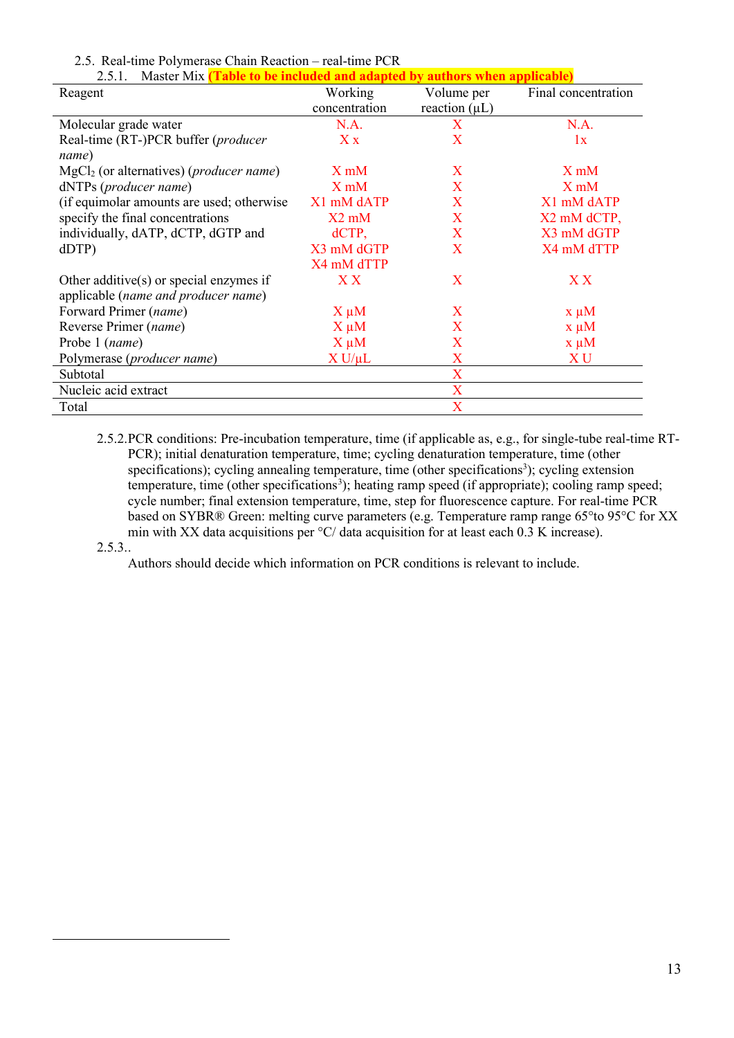2.5. Real-time Polymerase Chain Reaction – real-time PCR

2.5.1. Master Mix **(Table to be included and adapted by authors when applicable)**

| Reagent | Working concentration | Volume per reaction (µL) | Final concentration |
|---|---|---|---|
| Molecular grade water | N.A. | X | N.A. |
| Real-time (RT-)PCR buffer (*producer name*) | X x | X | 1x |
| $MgCl_2$ (or alternatives) (*producer name*) | X mM | X | X mM |
| dNTPs (*producer name*) | X mM | X | X mM |
| (if equimolar amounts are used; otherwise specify the final concentrations individually, dATP, dCTP, dGTP and dDTP) | X1 mM dATP<br>X2 mM dCTP,<br>X3 mM dGTP<br>X4 mM dTTP | X<br>X<br>X<br>X | X1 mM dATP<br>X2 mM dCTP,<br>X3 mM dGTP<br>X4 mM dTTP |
| Other additive(s) or special enzymes if applicable (*name and producer name*) | X X | X | X X |
| Forward Primer (*name*) | X µM | X | x µM |
| Reverse Primer (*name*) | X µM | X | x µM |
| Probe 1 (*name*) | X µM | X | x µM |
| Polymerase (*producer name*) | X U/µL | X | X U |
| Subtotal | | X | |
| Nucleic acid extract | | X | |
| Total | | X | |

2.5.2. PCR conditions: Pre-incubation temperature, time (if applicable as, e.g., for single-tube real-time RT-PCR); initial denaturation temperature, time; cycling denaturation temperature, time (other specifications); cycling annealing temperature, time (other specifications[3]); cycling extension temperature, time (other specifications[3]); heating ramp speed (if appropriate); cooling ramp speed; cycle number; final extension temperature, time, step for fluorescence capture. For real-time PCR based on SYBR® Green: melting curve parameters (e.g. Temperature ramp range 65°to 95°C for XX min with XX data acquisitions per °C/ data acquisition for at least each 0.3 K increase).

2.5.3..

Authors should decide which information on PCR conditions is relevant to include.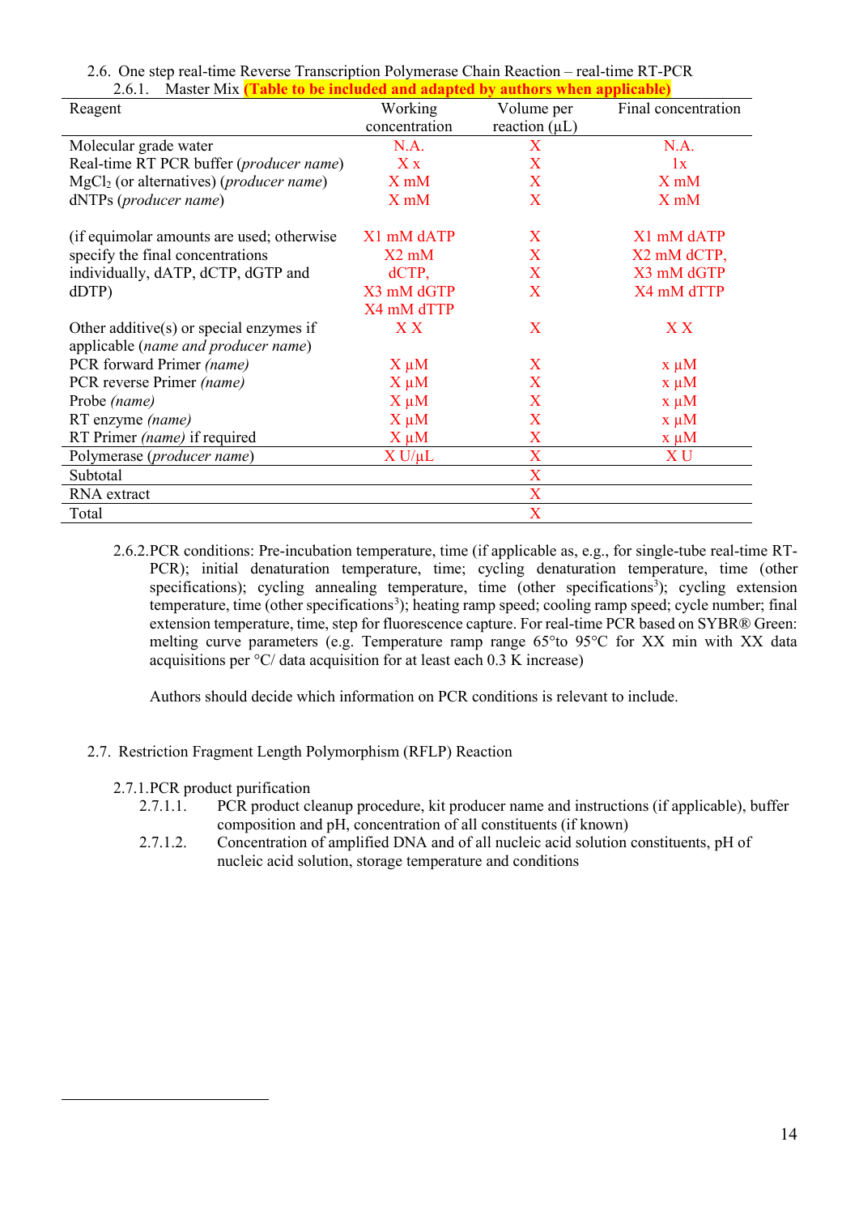2.6. One step real-time Reverse Transcription Polymerase Chain Reaction – real-time RT-PCR

2.6.1. Master Mix **(Table to be included and adapted by authors when applicable)**

| Reagent | Working concentration | Volume per reaction (µL) | Final concentration |
|---|---|---|---|
| Molecular grade water | N.A. | X | N.A. |
| Real-time RT PCR buffer (*producer name*) | X x | X | 1x |
| $MgCl_2$ (or alternatives) (*producer name*) | X mM | X | X mM |
| dNTPs (*producer name*) | X mM | X | X mM |
| (if equimolar amounts are used; otherwise specify the final concentrations individually, dATP, dCTP, dGTP and dDTP) | X1 mM dATP X2 mM dCTP, X3 mM dGTP X4 mM dTTP | X X X X | X1 mM dATP X2 mM dCTP, X3 mM dGTP X4 mM dTTP |
| Other additive(s) or special enzymes if applicable (*name and producer name*) | X X | X | X X |
| PCR forward Primer *(name)* | X µM | X | x µM |
| PCR reverse Primer *(name)* | X µM | X | x µM |
| Probe *(name)* | X µM | X | x µM |
| RT enzyme *(name)* | X µM | X | x µM |
| RT Primer *(name)* if required | X µM | X | x µM |
| Polymerase (*producer name*) | X U/µL | X | X U |
| Subtotal | | X | |
| RNA extract | | X | |
| Total | | X | |

2.6.2. PCR conditions: Pre-incubation temperature, time (if applicable as, e.g., for single-tube real-time RT-PCR); initial denaturation temperature, time; cycling denaturation temperature, time (other specifications); cycling annealing temperature, time (other specifications[3]); cycling extension temperature, time (other specifications[3]); heating ramp speed; cooling ramp speed; cycle number; final extension temperature, time, step for fluorescence capture. For real-time PCR based on SYBR® Green: melting curve parameters (e.g. Temperature ramp range 65°to 95°C for XX min with XX data acquisitions per °C/ data acquisition for at least each 0.3 K increase)

Authors should decide which information on PCR conditions is relevant to include.

2.7. Restriction Fragment Length Polymorphism (RFLP) Reaction

2.7.1. PCR product purification

2.7.1.1. PCR product cleanup procedure, kit producer name and instructions (if applicable), buffer composition and pH, concentration of all constituents (if known)

2.7.1.2. Concentration of amplified DNA and of all nucleic acid solution constituents, pH of nucleic acid solution, storage temperature and conditions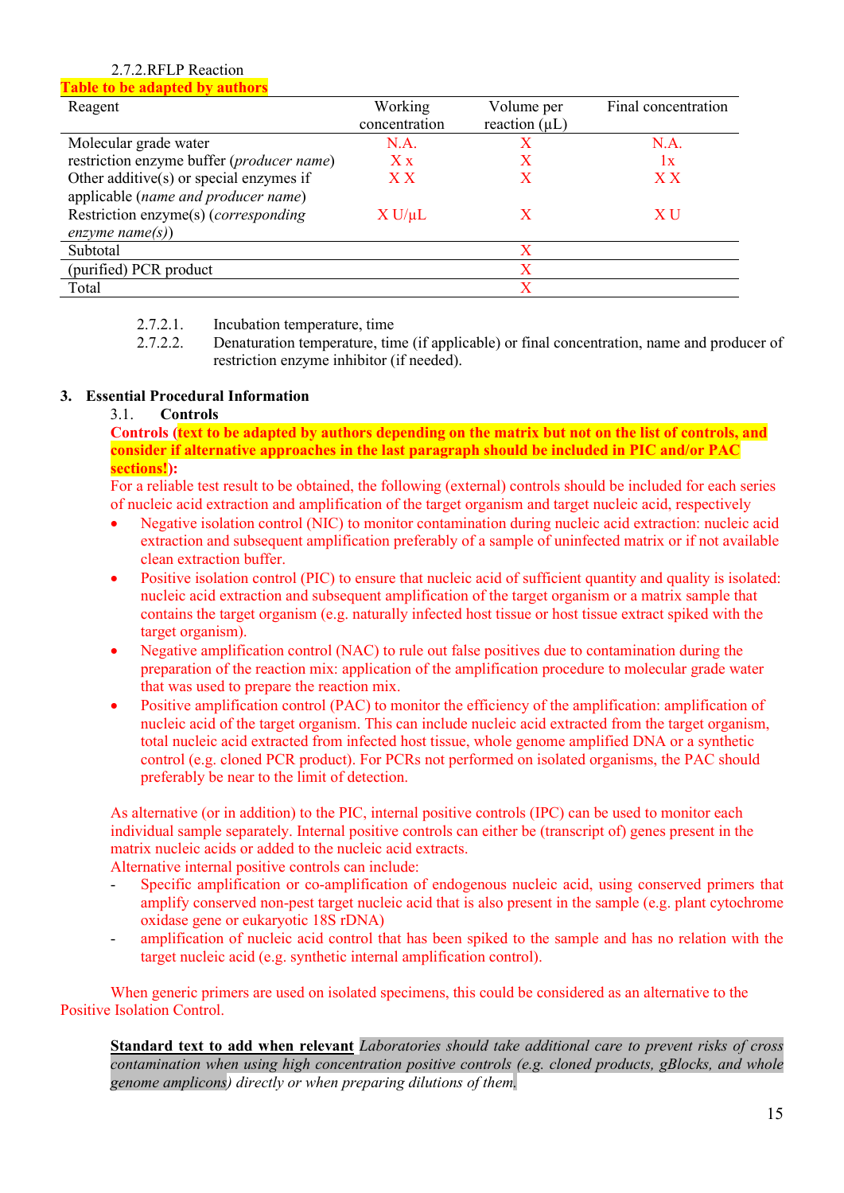2.7.2. RFLP Reaction

**Table to be adapted by authors**

| Reagent | Working concentration | Volume per reaction (µL) | Final concentration |
|---|---|---|---|
| Molecular grade water | N.A. | X | N.A. |
| restriction enzyme buffer (*producer name*) | X x | X | 1x |
| Other additive(s) or special enzymes if applicable (*name and producer name*) | X X | X | X X |
| Restriction enzyme(s) (*corresponding enzyme name(s)*) | X U/µL | X | X U |
| Subtotal | | X | |
| (purified) PCR product | | X | |
| Total | | X | |

2.7.2.1. Incubation temperature, time

2.7.2.2. Denaturation temperature, time (if applicable) or final concentration, name and producer of restriction enzyme inhibitor (if needed).

## 3. Essential Procedural Information

### 3.1. Controls

**Controls (text to be adapted by authors depending on the matrix but not on the list of controls, and consider if alternative approaches in the last paragraph should be included in PIC and/or PAC sections!):**

For a reliable test result to be obtained, the following (external) controls should be included for each series of nucleic acid extraction and amplification of the target organism and target nucleic acid, respectively

- Negative isolation control (NIC) to monitor contamination during nucleic acid extraction: nucleic acid extraction and subsequent amplification preferably of a sample of uninfected matrix or if not available clean extraction buffer.
- Positive isolation control (PIC) to ensure that nucleic acid of sufficient quantity and quality is isolated: nucleic acid extraction and subsequent amplification of the target organism or a matrix sample that contains the target organism (e.g. naturally infected host tissue or host tissue extract spiked with the target organism).
- Negative amplification control (NAC) to rule out false positives due to contamination during the preparation of the reaction mix: application of the amplification procedure to molecular grade water that was used to prepare the reaction mix.
- Positive amplification control (PAC) to monitor the efficiency of the amplification: amplification of nucleic acid of the target organism. This can include nucleic acid extracted from the target organism, total nucleic acid extracted from infected host tissue, whole genome amplified DNA or a synthetic control (e.g. cloned PCR product). For PCRs not performed on isolated organisms, the PAC should preferably be near to the limit of detection.

As alternative (or in addition) to the PIC, internal positive controls (IPC) can be used to monitor each individual sample separately. Internal positive controls can either be (transcript of) genes present in the matrix nucleic acids or added to the nucleic acid extracts.
Alternative internal positive controls can include:

- Specific amplification or co-amplification of endogenous nucleic acid, using conserved primers that amplify conserved non-pest target nucleic acid that is also present in the sample (e.g. plant cytochrome oxidase gene or eukaryotic 18S rDNA)
- amplification of nucleic acid control that has been spiked to the sample and has no relation with the target nucleic acid (e.g. synthetic internal amplification control).

When generic primers are used on isolated specimens, this could be considered as an alternative to the Positive Isolation Control.

**Standard text to add when relevant** *Laboratories should take additional care to prevent risks of cross contamination when using high concentration positive controls (e.g. cloned products, gBlocks, and whole genome amplicons) directly or when preparing dilutions of them.*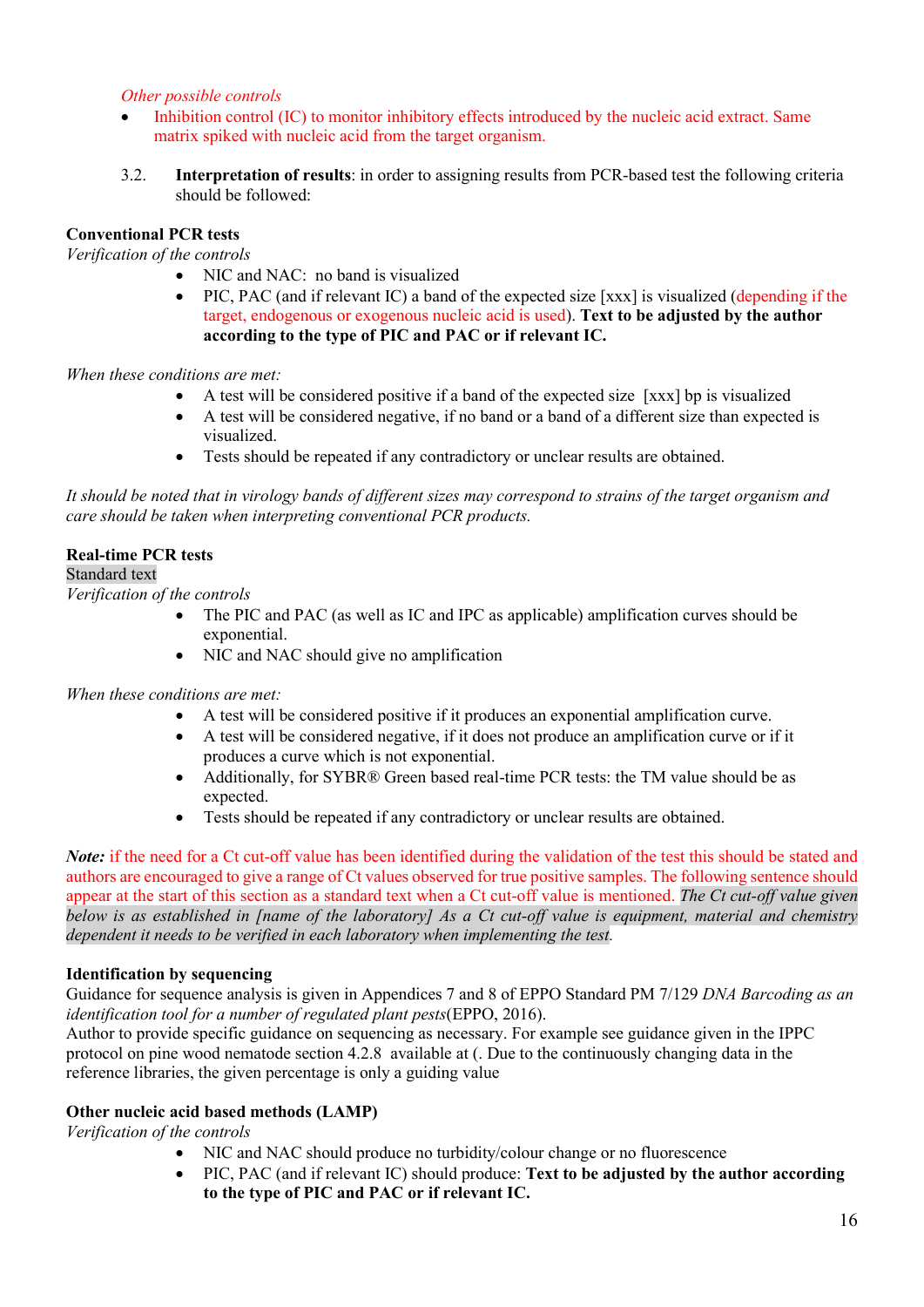*Other possible controls*

- Inhibition control (IC) to monitor inhibitory effects introduced by the nucleic acid extract. Same matrix spiked with nucleic acid from the target organism.

3.2. **Interpretation of results**: in order to assigning results from PCR-based test the following criteria should be followed:

**Conventional PCR tests**

*Verification of the controls*

- NIC and NAC: no band is visualized
- PIC, PAC (and if relevant IC) a band of the expected size [xxx] is visualized (depending if the target, endogenous or exogenous nucleic acid is used). **Text to be adjusted by the author according to the type of PIC and PAC or if relevant IC.**

*When these conditions are met:*

- A test will be considered positive if a band of the expected size [xxx] bp is visualized
- A test will be considered negative, if no band or a band of a different size than expected is visualized.
- Tests should be repeated if any contradictory or unclear results are obtained.

*It should be noted that in virology bands of different sizes may correspond to strains of the target organism and care should be taken when interpreting conventional PCR products.*

**Real-time PCR tests**

Standard text

*Verification of the controls*

- The PIC and PAC (as well as IC and IPC as applicable) amplification curves should be exponential.
- NIC and NAC should give no amplification

*When these conditions are met:*

- A test will be considered positive if it produces an exponential amplification curve.
- A test will be considered negative, if it does not produce an amplification curve or if it produces a curve which is not exponential.
- Additionally, for SYBR® Green based real-time PCR tests: the TM value should be as expected.
- Tests should be repeated if any contradictory or unclear results are obtained.

***Note:*** if the need for a Ct cut-off value has been identified during the validation of the test this should be stated and authors are encouraged to give a range of Ct values observed for true positive samples. The following sentence should appear at the start of this section as a standard text when a Ct cut-off value is mentioned. *The Ct cut-off value given below is as established in [name of the laboratory] As a Ct cut-off value is equipment, material and chemistry dependent it needs to be verified in each laboratory when implementing the test.*

**Identification by sequencing**

Guidance for sequence analysis is given in Appendices 7 and 8 of EPPO Standard PM 7/129 *DNA Barcoding as an identification tool for a number of regulated plant pests*(EPPO, 2016).
Author to provide specific guidance on sequencing as necessary. For example see guidance given in the IPPC protocol on pine wood nematode section 4.2.8 available at (. Due to the continuously changing data in the reference libraries, the given percentage is only a guiding value

**Other nucleic acid based methods (LAMP)**

*Verification of the controls*

- NIC and NAC should produce no turbidity/colour change or no fluorescence
- PIC, PAC (and if relevant IC) should produce: **Text to be adjusted by the author according to the type of PIC and PAC or if relevant IC.**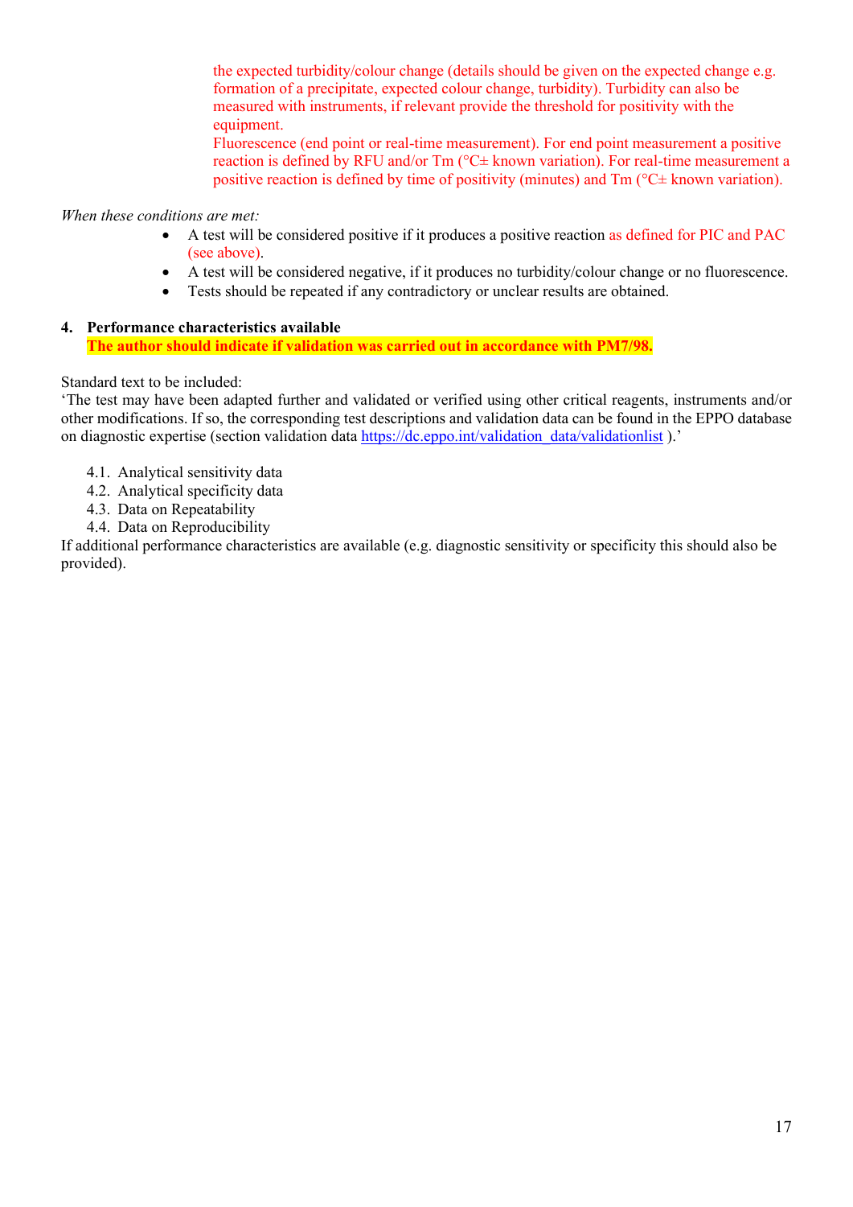the expected turbidity/colour change (details should be given on the expected change e.g. formation of a precipitate, expected colour change, turbidity). Turbidity can also be measured with instruments, if relevant provide the threshold for positivity with the equipment.
Fluorescence (end point or real-time measurement). For end point measurement a positive reaction is defined by RFU and/or Tm (°C± known variation). For real-time measurement a positive reaction is defined by time of positivity (minutes) and Tm (°C± known variation).

*When these conditions are met:*

- A test will be considered positive if it produces a positive reaction as defined for PIC and PAC (see above).
- A test will be considered negative, if it produces no turbidity/colour change or no fluorescence.
- Tests should be repeated if any contradictory or unclear results are obtained.

## 4. Performance characteristics available

**The author should indicate if validation was carried out in accordance with PM7/98.**

Standard text to be included:
'The test may have been adapted further and validated or verified using other critical reagents, instruments and/or other modifications. If so, the corresponding test descriptions and validation data can be found in the EPPO database on diagnostic expertise (section validation data https://dc.eppo.int/validation_data/validationlist ).'

4.1. Analytical sensitivity data
4.2. Analytical specificity data
4.3. Data on Repeatability
4.4. Data on Reproducibility

If additional performance characteristics are available (e.g. diagnostic sensitivity or specificity this should also be provided).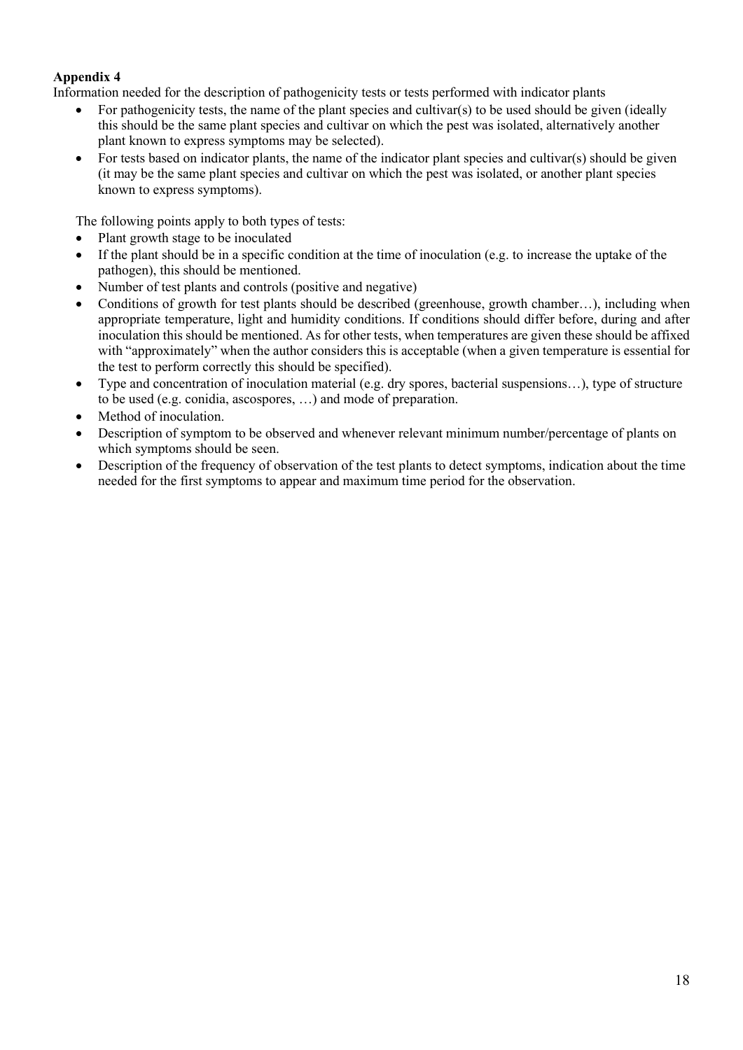**Appendix 4**

Information needed for the description of pathogenicity tests or tests performed with indicator plants

- For pathogenicity tests, the name of the plant species and cultivar(s) to be used should be given (ideally this should be the same plant species and cultivar on which the pest was isolated, alternatively another plant known to express symptoms may be selected).
- For tests based on indicator plants, the name of the indicator plant species and cultivar(s) should be given (it may be the same plant species and cultivar on which the pest was isolated, or another plant species known to express symptoms).

The following points apply to both types of tests:

- Plant growth stage to be inoculated
- If the plant should be in a specific condition at the time of inoculation (e.g. to increase the uptake of the pathogen), this should be mentioned.
- Number of test plants and controls (positive and negative)
- Conditions of growth for test plants should be described (greenhouse, growth chamber…), including when appropriate temperature, light and humidity conditions. If conditions should differ before, during and after inoculation this should be mentioned. As for other tests, when temperatures are given these should be affixed with "approximately" when the author considers this is acceptable (when a given temperature is essential for the test to perform correctly this should be specified).
- Type and concentration of inoculation material (e.g. dry spores, bacterial suspensions…), type of structure to be used (e.g. conidia, ascospores, …) and mode of preparation.
- Method of inoculation.
- Description of symptom to be observed and whenever relevant minimum number/percentage of plants on which symptoms should be seen.
- Description of the frequency of observation of the test plants to detect symptoms, indication about the time needed for the first symptoms to appear and maximum time period for the observation.